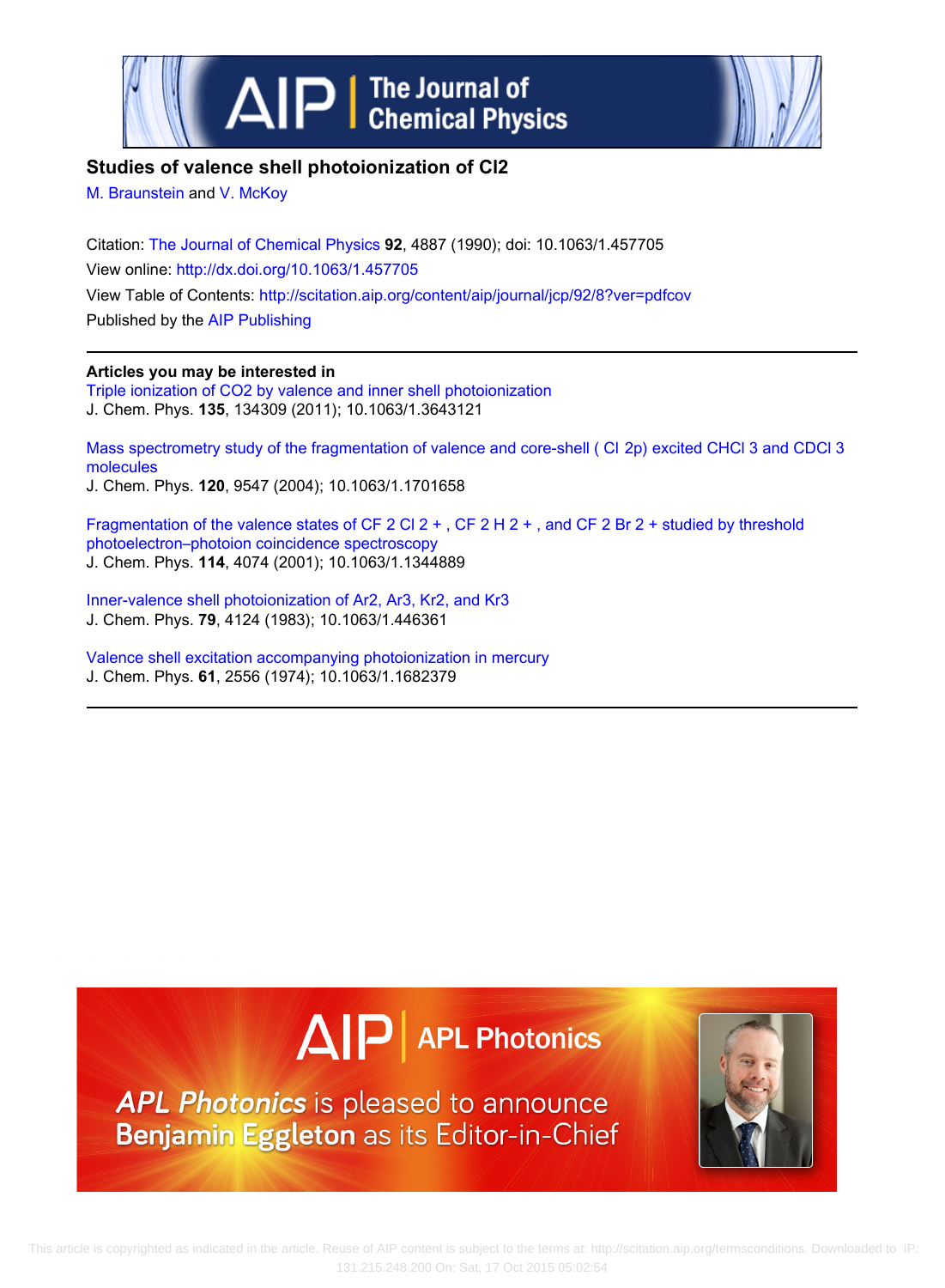# Studies of valence shell photoionization of $Cl_2$

M. Braunstein and V. McKoy

Citation: The Journal of Chemical Physics **92**, 4887 (1990); doi: 10.1063/1.457705

View online: http://dx.doi.org/10.1063/1.457705

View Table of Contents: http://scitation.aip.org/content/aip/journal/jcp/92/8?ver=pdfcov

Published by the AIP Publishing

---

**Articles you may be interested in**

Triple ionization of $CO_2$ by valence and inner shell photoionization
J. Chem. Phys. **135**, 134309 (2011); 10.1063/1.3643121

Mass spectrometry study of the fragmentation of valence and core-shell ( Cl 2p) excited $CHCl_3$ and $CDCl_3$ molecules
J. Chem. Phys. **120**, 9547 (2004); 10.1063/1.1701658

Fragmentation of the valence states of $CF_2Cl_2^+$, $CF_2H_2^+$, and $CF_2Br_2^+$ studied by threshold photoelectron–photoion coincidence spectroscopy
J. Chem. Phys. **114**, 4074 (2001); 10.1063/1.1344889

Inner-valence shell photoionization of $Ar_2$, $Ar_3$, $Kr_2$, and $Kr_3$
J. Chem. Phys. **79**, 4124 (1983); 10.1063/1.446361

Valence shell excitation accompanying photoionization in mercury
J. Chem. Phys. **61**, 2556 (1974); 10.1063/1.1682379

---

APL Photonics is pleased to announce Benjamin Eggleton as its Editor-in-Chief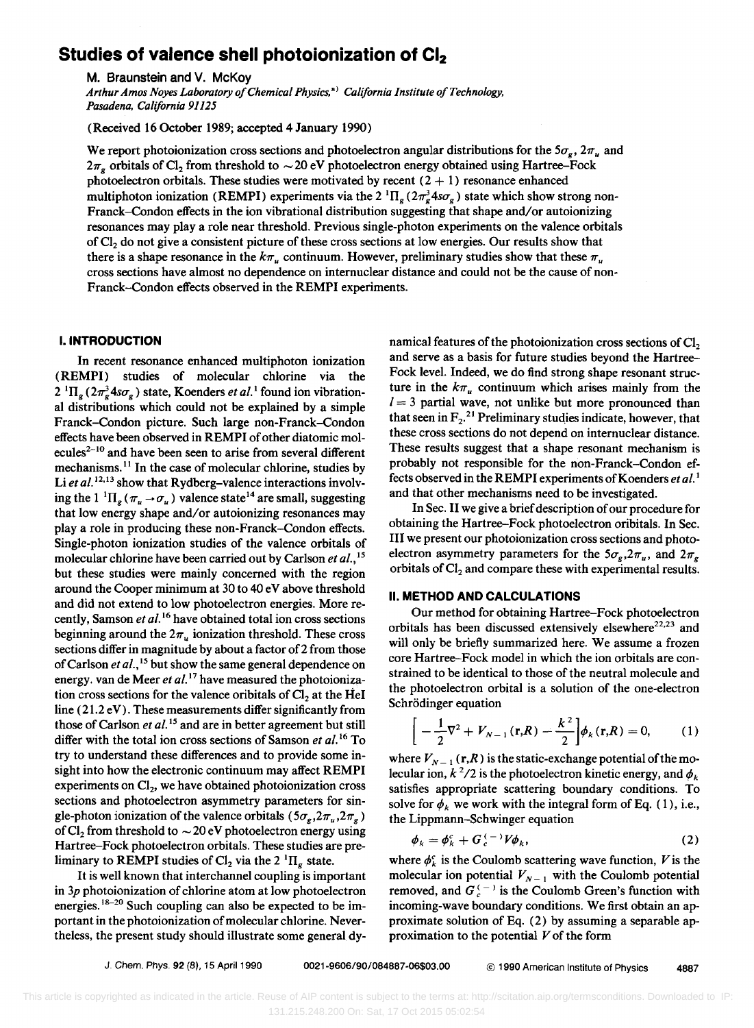# Studies of valence shell photoionization of $Cl_2$

M. Braunstein and V. McKoy

*Arthur Amos Noyes Laboratory of Chemical Physics,[a] California Institute of Technology, Pasadena, California 91125*

(Received 16 October 1989; accepted 4 January 1990)

We report photoionization cross sections and photoelectron angular distributions for the $5\sigma_g$, $2\pi_u$ and $2\pi_g$ orbitals of $Cl_2$ from threshold to ~20 eV photoelectron energy obtained using Hartree–Fock photoelectron orbitals. These studies were motivated by recent (2 + 1) resonance enhanced multiphoton ionization (REMPI) experiments via the 2 $^1\Pi_g$ ($2\pi_g^3 4s\sigma_g$) state which show strong non-Franck–Condon effects in the ion vibrational distribution suggesting that shape and/or autoionizing resonances may play a role near threshold. Previous single-photon experiments on the valence orbitals of $Cl_2$ do not give a consistent picture of these cross sections at low energies. Our results show that there is a shape resonance in the $k\pi_u$ continuum. However, preliminary studies show that these $\pi_u$ cross sections have almost no dependence on internuclear distance and could not be the cause of non-Franck–Condon effects observed in the REMPI experiments.

## I. INTRODUCTION

In recent resonance enhanced multiphoton ionization (REMPI) studies of molecular chlorine via the 2 $^1\Pi_g$ ($2\pi_g^3 4s\sigma_g$) state, Koenders *et al.*[1] found ion vibrational distributions which could not be explained by a simple Franck–Condon picture. Such large non-Franck–Condon effects have been observed in REMPI of other diatomic molecules[2–10] and have been seen to arise from several different mechanisms.[11] In the case of molecular chlorine, studies by Li *et al.*[12,13] show that Rydberg–valence interactions involving the 1 $^1\Pi_g$ ($\pi_u \rightarrow \sigma_u$) valence state[14] are small, suggesting that low energy shape and/or autoionizing resonances may play a role in producing these non-Franck–Condon effects. Single-photon ionization studies of the valence orbitals of molecular chlorine have been carried out by Carlson *et al.*,[15] but these studies were mainly concerned with the region around the Cooper minimum at 30 to 40 eV above threshold and did not extend to low photoelectron energies. More recently, Samson *et al.*[16] have obtained total ion cross sections beginning around the $2\pi_u$ ionization threshold. These cross sections differ in magnitude by about a factor of 2 from those of Carlson *et al.*,[15] but show the same general dependence on energy. van de Meer *et al.*[17] have measured the photoionization cross sections for the valence oribitals of $Cl_2$ at the HeI line (21.2 eV). These measurements differ significantly from those of Carlson *et al.*[15] and are in better agreement but still differ with the total ion cross sections of Samson *et al.*[16] To try to understand these differences and to provide some insight into how the electronic continuum may affect REMPI experiments on $Cl_2$, we have obtained photoionization cross sections and photoelectron asymmetry parameters for single-photon ionization of the valence orbitals ($5\sigma_g$, $2\pi_u$, $2\pi_g$) of $Cl_2$ from threshold to ~20 eV photoelectron energy using Hartree–Fock photoelectron orbitals. These studies are preliminary to REMPI studies of $Cl_2$ via the 2 $^1\Pi_g$ state.

It is well known that interchannel coupling is important in 3*p* photoionization of chlorine atom at low photoelectron energies.[18–20] Such coupling can also be expected to be important in the photoionization of molecular chlorine. Nevertheless, the present study should illustrate some general dynamical features of the photoionization cross sections of $Cl_2$ and serve as a basis for future studies beyond the Hartree–Fock level. Indeed, we do find strong shape resonant structure in the $k\pi_u$ continuum which arises mainly from the $l = 3$ partial wave, not unlike but more pronounced than that seen in $F_2$.[21] Preliminary studies indicate, however, that these cross sections do not depend on internuclear distance. These results suggest that a shape resonant mechanism is probably not responsible for the non-Franck–Condon effects observed in the REMPI experiments of Koenders *et al.*[1] and that other mechanisms need to be investigated.

In Sec. II we give a brief description of our procedure for obtaining the Hartree–Fock photoelectron oribitals. In Sec. III we present our photoionization cross sections and photoelectron asymmetry parameters for the $5\sigma_g$, $2\pi_u$, and $2\pi_g$ orbitals of $Cl_2$ and compare these with experimental results.

## II. METHOD AND CALCULATIONS

Our method for obtaining Hartree–Fock photoelectron orbitals has been discussed extensively elsewhere[22,23] and will only be briefly summarized here. We assume a frozen core Hartree–Fock model in which the ion orbitals are constrained to be identical to those of the neutral molecule and the photoelectron orbital is a solution of the one-electron Schrödinger equation

$$\left[ -\frac{1}{2}\nabla^2 + V_{N-1}(\mathbf{r},R) - \frac{k^2}{2} \right] \phi_k(\mathbf{r},R) = 0, \qquad (1)$$

where $V_{N-1}(\mathbf{r},R)$ is the static-exchange potential of the molecular ion, $k^2/2$ is the photoelectron kinetic energy, and $\phi_k$ satisfies appropriate scattering boundary conditions. To solve for $\phi_k$ we work with the integral form of Eq. (1), i.e., the Lippmann–Schwinger equation

$$\phi_k = \phi_k^c + G_c^{(-)} V \phi_k, \qquad (2)$$

where $\phi_k^c$ is the Coulomb scattering wave function, $V$ is the molecular ion potential $V_{N-1}$ with the Coulomb potential removed, and $G_c^{(-)}$ is the Coulomb Green's function with incoming-wave boundary conditions. We first obtain an approximate solution of Eq. (2) by assuming a separable approximation to the potential $V$ of the form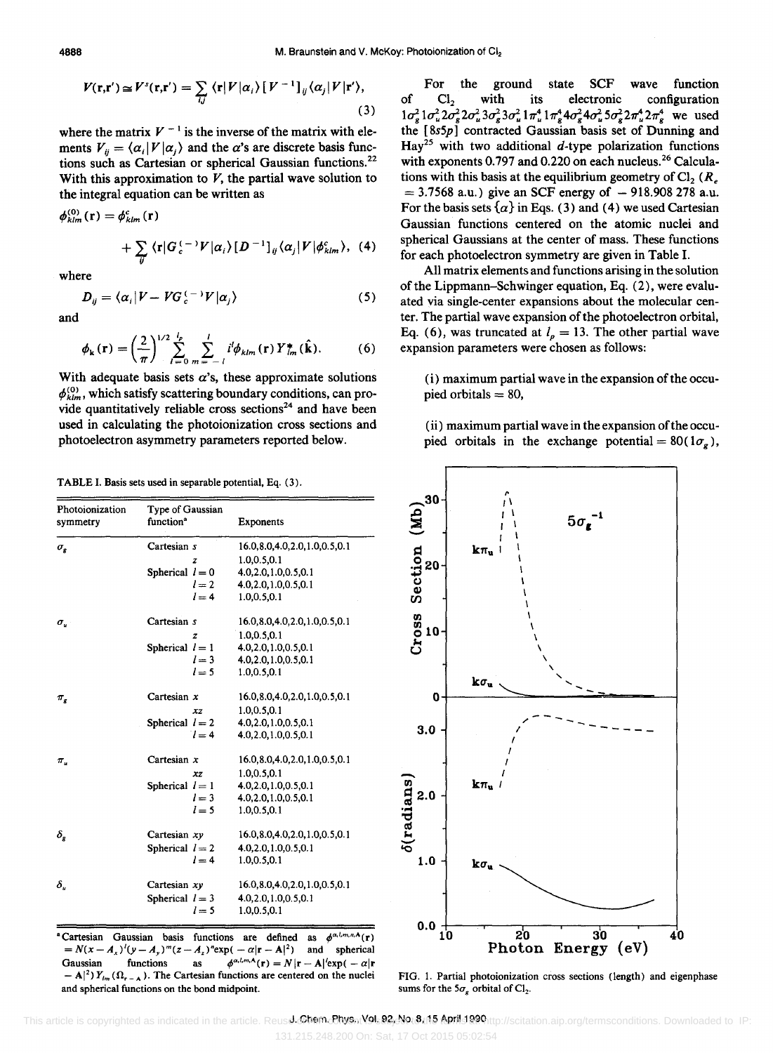$$V(\mathbf{r},\mathbf{r}') \cong V^s(\mathbf{r},\mathbf{r}') = \sum_{ij} \langle \mathbf{r}|V|\alpha_i\rangle [V^{-1}]_{ij} \langle \alpha_j|V|\mathbf{r}'\rangle, \tag{3}$$

where the matrix $V^{-1}$ is the inverse of the matrix with elements $V_{ij} = \langle \alpha_i | V | \alpha_j \rangle$ and the $\alpha$'s are discrete basis functions such as Cartesian or spherical Gaussian functions.[22] With this approximation to $V$, the partial wave solution to the integral equation can be written as

$$\phi_{klm}^{(0)}(\mathbf{r}) = \phi_{klm}^{c}(\mathbf{r}) + \sum_{ij} \langle \mathbf{r}|G_c^{(-)}V|\alpha_i\rangle [D^{-1}]_{ij} \langle \alpha_j|V|\phi_{klm}^{c}\rangle, \tag{4}$$

where

$$D_{ij} = \langle \alpha_i | V - VG_c^{(-)}V | \alpha_j \rangle \tag{5}$$

and

$$\phi_{\mathbf{k}}(\mathbf{r}) = \left(\frac{2}{\pi}\right)^{1/2} \sum_{l=0}^{l_p} \sum_{m=-l}^{l} i^l \phi_{klm}(\mathbf{r}) Y_{lm}^{*}(\hat{\mathbf{k}}). \tag{6}$$

With adequate basis sets $\alpha$'s, these approximate solutions $\phi_{klm}^{(0)}$, which satisfy scattering boundary conditions, can provide quantitatively reliable cross sections[24] and have been used in calculating the photoionization cross sections and photoelectron asymmetry parameters reported below.

TABLE I. Basis sets used in separable potential, Eq. (3).

| Photoionization symmetry | Type of Gaussian function[a] | Exponents |
|---|---|---|
| $\sigma_g$ | Cartesian $s$ | 16.0,8.0,4.0,2.0,1.0,0.5,0.1 |
| | $z$ | 1.0,0.5,0.1 |
| | Spherical $l=0$ | 4.0,2.0,1.0,0.5,0.1 |
| | $l=2$ | 4.0,2.0,1.0,0.5,0.1 |
| | $l=4$ | 1.0,0.5,0.1 |
| $\sigma_u$ | Cartesian $s$ | 16.0,8.0,4.0,2.0,1.0,0.5,0.1 |
| | $z$ | 1.0,0.5,0.1 |
| | Spherical $l=1$ | 4.0,2.0,1.0,0.5,0.1 |
| | $l=3$ | 4.0,2.0,1.0,0.5,0.1 |
| | $l=5$ | 1.0,0.5,0.1 |
| $\pi_g$ | Cartesian $x$ | 16.0,8.0,4.0,2.0,1.0,0.5,0.1 |
| | $xz$ | 1.0,0.5,0.1 |
| | Spherical $l=2$ | 4.0,2.0,1.0,0.5,0.1 |
| | $l=4$ | 4.0,2.0,1.0,0.5,0.1 |
| $\pi_u$ | Cartesian $x$ | 16.0,8.0,4.0,2.0,1.0,0.5,0.1 |
| | $xz$ | 1.0,0.5,0.1 |
| | Spherical $l=1$ | 4.0,2.0,1.0,0.5,0.1 |
| | $l=3$ | 4.0,2.0,1.0,0.5,0.1 |
| | $l=5$ | 1.0,0.5,0.1 |
| $\delta_g$ | Cartesian $xy$ | 16.0,8.0,4.0,2.0,1.0,0.5,0.1 |
| | Spherical $l=2$ | 4.0,2.0,1.0,0.5,0.1 |
| | $l=4$ | 1.0,0.5,0.1 |
| $\delta_u$ | Cartesian $xy$ | 16.0,8.0,4.0,2.0,1.0,0.5,0.1 |
| | Spherical $l=3$ | 4.0,2.0,1.0,0.5,0.1 |
| | $l=5$ | 1.0,0.5,0.1 |

[a] Cartesian Gaussian basis functions are defined as $\phi^{\alpha,l,m,n,\mathbf{A}}(\mathbf{r}) = N(x-A_x)^l(y-A_y)^m(z-A_z)^n\exp(-\alpha|\mathbf{r}-\mathbf{A}|^2)$ and spherical Gaussian functions as $\phi^{\alpha,l,m,\mathbf{A}}(\mathbf{r}) = N|\mathbf{r}-\mathbf{A}|^l\exp(-\alpha|\mathbf{r}-\mathbf{A}|^2)Y_{lm}(\Omega_{r-A})$. The Cartesian functions are centered on the nuclei and spherical functions on the bond midpoint.

For the ground state SCF wave function of $Cl_2$ with its electronic configuration $1\sigma_g^2 1\sigma_u^2 2\sigma_g^2 2\sigma_u^2 3\sigma_g^2 3\sigma_u^2 1\pi_u^4 1\pi_g^4 4\sigma_g^2 4\sigma_u^2 5\sigma_g^2 2\pi_u^4 2\pi_g^4$ we used the [8s5p] contracted Gaussian basis set of Dunning and Hay[25] with two additional $d$-type polarization functions with exponents 0.797 and 0.220 on each nucleus.[26] Calculations with this basis at the equilibrium geometry of $Cl_2$ ($R_e = 3.7568$ a.u.) give an SCF energy of $-918.908\,278$ a.u. For the basis sets $\{\alpha\}$ in Eqs. (3) and (4) we used Cartesian Gaussian functions centered on the atomic nuclei and spherical Gaussians at the center of mass. These functions for each photoelectron symmetry are given in Table I.

All matrix elements and functions arising in the solution of the Lippmann–Schwinger equation, Eq. (2), were evaluated via single-center expansions about the molecular center. The partial wave expansion of the photoelectron orbital, Eq. (6), was truncated at $l_p = 13$. The other partial wave expansion parameters were chosen as follows:

(i) maximum partial wave in the expansion of the occupied orbitals = 80,

(ii) maximum partial wave in the expansion of the occupied orbitals in the exchange potential = 80($1\sigma_g$),

$5\sigma_g^{-1}$
$k\pi_u$
$k\sigma_u$
Cross Section (Mb)
0
10
20
30
$k\pi_u$
$k\sigma_u$
$\delta$(radians)
0.0
1.0
2.0
3.0
10
20
30
40
Photon Energy (eV)

FIG. 1. Partial photoionization cross sections (length) and eigenphase sums for the $5\sigma_g$ orbital of $Cl_2$.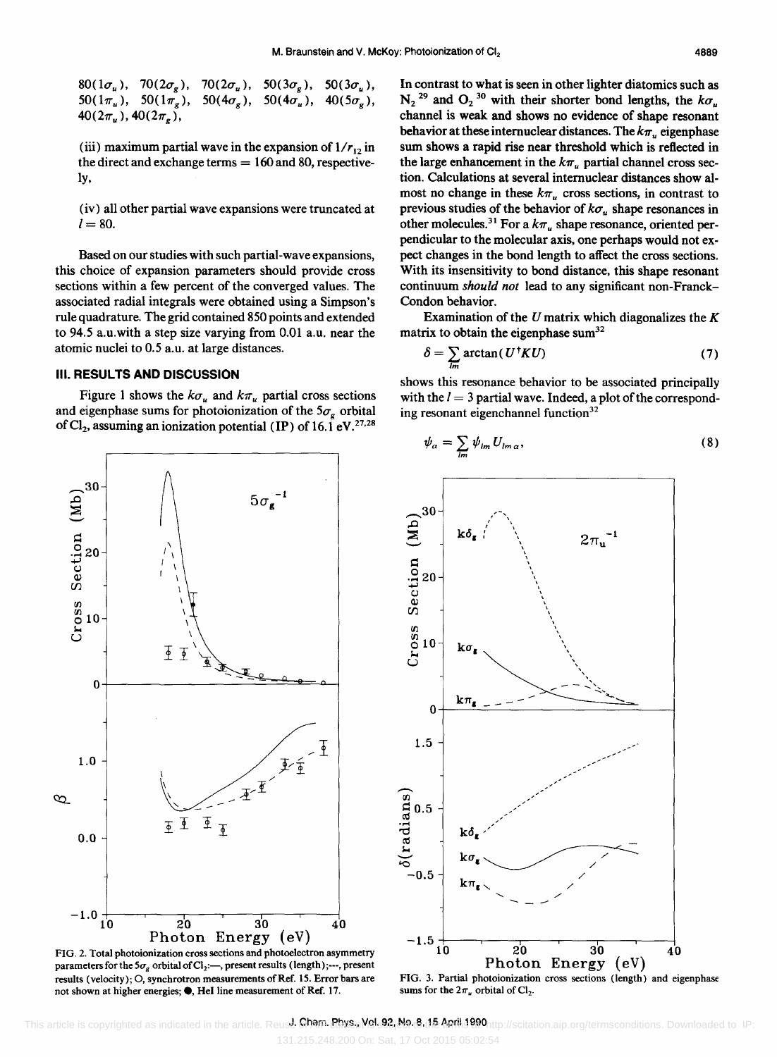80($1\sigma_u$), 70($2\sigma_g$), 70($2\sigma_u$), 50($3\sigma_g$), 50($3\sigma_u$), 50($1\pi_u$), 50($1\pi_g$), 50($4\sigma_g$), 50($4\sigma_u$), 40($5\sigma_g$), 40($2\pi_u$), 40($2\pi_g$),

(iii) maximum partial wave in the expansion of $1/r_{12}$ in the direct and exchange terms = 160 and 80, respectively,

(iv) all other partial wave expansions were truncated at $l = 80$.

Based on our studies with such partial-wave expansions, this choice of expansion parameters should provide cross sections within a few percent of the converged values. The associated radial integrals were obtained using a Simpson's rule quadrature. The grid contained 850 points and extended to 94.5 a.u.with a step size varying from 0.01 a.u. near the atomic nuclei to 0.5 a.u. at large distances.

## III. RESULTS AND DISCUSSION

Figure 1 shows the $k\sigma_u$ and $k\pi_u$ partial cross sections and eigenphase sums for photoionization of the $5\sigma_g$ orbital of $Cl_2$, assuming an ionization potential (IP) of 16.1 eV.[27,28] In contrast to what is seen in other lighter diatomics such as $N_2$ [29] and $O_2$ [30] with their shorter bond lengths, the $k\sigma_u$ channel is weak and shows no evidence of shape resonant behavior at these internuclear distances. The $k\pi_u$ eigenphase sum shows a rapid rise near threshold which is reflected in the large enhancement in the $k\pi_u$ partial channel cross section. Calculations at several internuclear distances show almost no change in these $k\pi_u$ cross sections, in contrast to previous studies of the behavior of $k\sigma_u$ shape resonances in other molecules.[31] For a $k\pi_u$ shape resonance, oriented perpendicular to the molecular axis, one perhaps would not expect changes in the bond length to affect the cross sections. With its insensitivity to bond distance, this shape resonant continuum *should not* lead to any significant non-Franck–Condon behavior.

Examination of the $U$ matrix which diagonalizes the $K$ matrix to obtain the eigenphase sum[32]

$$\delta = \sum_{lm} \arctan(U^\dagger K U) \tag{7}$$

shows this resonance behavior to be associated principally with the $l = 3$ partial wave. Indeed, a plot of the corresponding resonant eigenchannel function[32]

$$\psi_\alpha = \sum_{lm} \psi_{lm} U_{lm\,\alpha}, \tag{8}$$

$5\sigma_g^{-1}$
Cross Section (Mb)
30
20
10
0
$\beta$
1.0
0.0
-1.0
10 20 30 40
Photon Energy (eV)

FIG. 2. Total photoionization cross sections and photoelectron asymmetry parameters for the $5\sigma_g$ orbital of $Cl_2$:—, present results (length);---, present results (velocity); O, synchrotron measurements of Ref. 15. Error bars are not shown at higher energies; ●, HeI line measurement of Ref. 17.

$2\pi_u^{-1}$
$k\delta_g$
$k\sigma_g$
$k\pi_g$
Cross Section (Mb)
30
20
10
0
$\delta$(radians)
1.5
0.5
-0.5
-1.5
10 20 30 40
Photon Energy (eV)

FIG. 3. Partial photoionization cross sections (length) and eigenphase sums for the $2\pi_u$ orbital of $Cl_2$.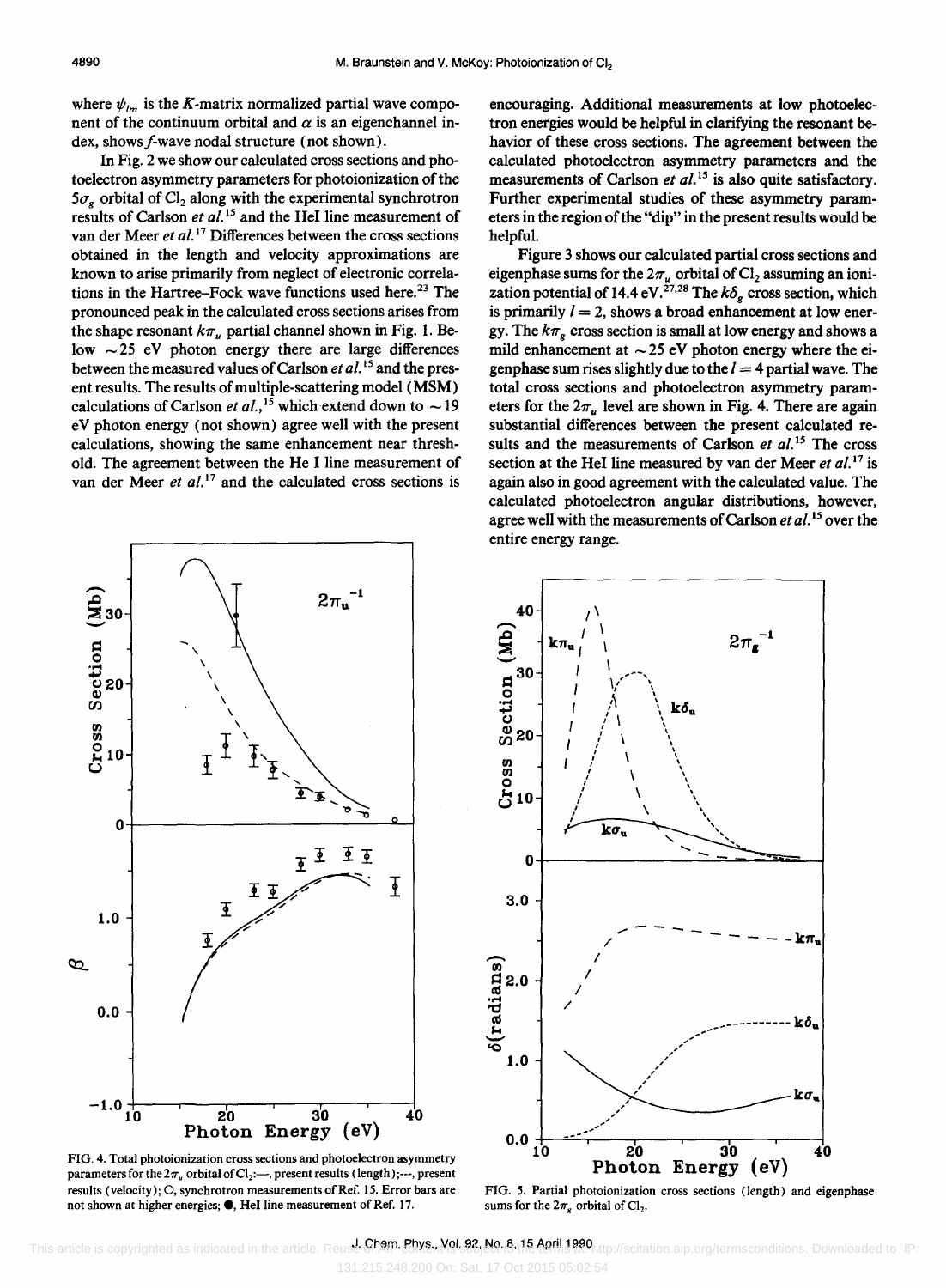where $\psi_{lm}$ is the $K$-matrix normalized partial wave component of the continuum orbital and $\alpha$ is an eigenchannel index, shows $f$-wave nodal structure (not shown).

In Fig. 2 we show our calculated cross sections and photoelectron asymmetry parameters for photoionization of the $5\sigma_g$ orbital of $Cl_2$ along with the experimental synchrotron results of Carlson *et al.*[15] and the HeI line measurement of van der Meer *et al.*[17] Differences between the cross sections obtained in the length and velocity approximations are known to arise primarily from neglect of electronic correlations in the Hartree–Fock wave functions used here.[23] The pronounced peak in the calculated cross sections arises from the shape resonant $k\pi_u$ partial channel shown in Fig. 1. Below $\sim 25$ eV photon energy there are large differences between the measured values of Carlson *et al.*[15] and the present results. The results of multiple-scattering model (MSM) calculations of Carlson *et al.*,[15] which extend down to $\sim 19$ eV photon energy (not shown) agree well with the present calculations, showing the same enhancement near threshold. The agreement between the He I line measurement of van der Meer *et al.*[17] and the calculated cross sections is encouraging. Additional measurements at low photoelectron energies would be helpful in clarifying the resonant behavior of these cross sections. The agreement between the calculated photoelectron asymmetry parameters and the measurements of Carlson *et al.*[15] is also quite satisfactory. Further experimental studies of these asymmetry parameters in the region of the "dip" in the present results would be helpful.

Figure 3 shows our calculated partial cross sections and eigenphase sums for the $2\pi_u$ orbital of $Cl_2$ assuming an ionization potential of 14.4 eV.[27,28] The $k\delta_g$ cross section, which is primarily $l = 2$, shows a broad enhancement at low energy. The $k\pi_g$ cross section is small at low energy and shows a mild enhancement at $\sim 25$ eV photon energy where the eigenphase sum rises slightly due to the $l = 4$ partial wave. The total cross sections and photoelectron asymmetry parameters for the $2\pi_u$ level are shown in Fig. 4. There are again substantial differences between the present calculated results and the measurements of Carlson *et al.*[15] The cross section at the HeI line measured by van der Meer *et al.*[17] is again also in good agreement with the calculated value. The calculated photoelectron angular distributions, however, agree well with the measurements of Carlson *et al.*[15] over the entire energy range.

$2\pi_u^{-1}$

Cross Section (Mb)

30
20
10
0

$\beta$

1.0
0.0
−1.0

10 20 30 40

Photon Energy (eV)

FIG. 4. Total photoionization cross sections and photoelectron asymmetry parameters for the $2\pi_u$ orbital of $Cl_2$:—, present results (length); - - -, present results (velocity); O, synchrotron measurements of Ref. 15. Error bars are not shown at higher energies; ●, HeI line measurement of Ref. 17.

$2\pi_g^{-1}$

$k\pi_u$

$k\delta_u$

$k\sigma_u$

Cross Section (Mb)

40
30
20
10
0

$\delta$(radians)

3.0
2.0
1.0
0.0

10 20 30 40

Photon Energy (eV)

FIG. 5. Partial photoionization cross sections (length) and eigenphase sums for the $2\pi_g$ orbital of $Cl_2$.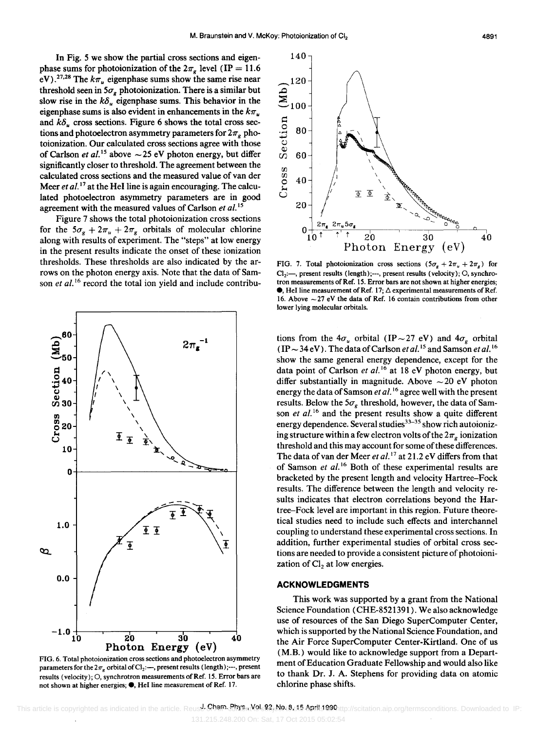In Fig. 5 we show the partial cross sections and eigenphase sums for photoionization of the $2\pi_g$ level (IP = 11.6 eV).[27,28] The $k\pi_u$ eigenphase sums show the same rise near threshold seen in $5\sigma_g$ photoionization. There is a similar but slow rise in the $k\delta_u$ eigenphase sums. This behavior in the eigenphase sums is also evident in enhancements in the $k\pi_u$ and $k\delta_u$ cross sections. Figure 6 shows the total cross sections and photoelectron asymmetry parameters for $2\pi_g$ photoionization. Our calculated cross sections agree with those of Carlson *et al.*[15] above ~25 eV photon energy, but differ significantly closer to threshold. The agreement between the calculated cross sections and the measured value of van der Meer *et al.*[17] at the HeI line is again encouraging. The calculated photoelectron asymmetry parameters are in good agreement with the measured values of Carlson *et al.*[15]

Figure 7 shows the total photoionization cross sections for the $5\sigma_g + 2\pi_u + 2\pi_g$ orbitals of molecular chlorine along with results of experiment. The "steps" at low energy in the present results indicate the onset of these ionization thresholds. These thresholds are also indicated by the arrows on the photon energy axis. Note that the data of Samson *et al.*[16] record the total ion yield and include contributions from the $4\sigma_u$ orbital (IP ~ 27 eV) and $4\sigma_g$ orbital (IP ~ 34 eV). The data of Carlson *et al.*[15] and Samson *et al.*[16] show the same general energy dependence, except for the data point of Carlson *et al.*[16] at 18 eV photon energy, but differ substantially in magnitude. Above ~20 eV photon energy the data of Samson *et al.*[16] agree well with the present results. Below the $5\sigma_g$ threshold, however, the data of Samson *et al.*[16] and the present results show a quite different energy dependence. Several studies[33-35] show rich autoionizing structure within a few electron volts of the $2\pi_g$ ionization threshold and this may account for some of these differences. The data of van der Meer *et al.*[17] at 21.2 eV differs from that of Samson *et al.*[16] Both of these experimental results are bracketed by the present length and velocity Hartree–Fock results. The difference between the length and velocity results indicates that electron correlations beyond the Hartree–Fock level are important in this region. Future theoretical studies need to include such effects and interchannel coupling to understand these experimental cross sections. In addition, further experimental studies of orbital cross sections are needed to provide a consistent picture of photoionization of $Cl_2$ at low energies.

$2\pi_g^{-1}$

Cross Section (Mb)

60
50
40
30
20
10
0

$\beta$

1.0
0.0
−1.0

10 20 30 40

Photon Energy (eV)

FIG. 6. Total photoionization cross sections and photoelectron asymmetry parameters for the $2\pi_g$ orbital of $Cl_2$:—, present results (length);---, present results (velocity); ○, synchrotron measurements of Ref. 15. Error bars are not shown at higher energies; ●, HeI line measurement of Ref. 17.

Cross Section (Mb)

140
120
100
80
60
40
20
0

$2\pi_g$ $2\pi_u 5\sigma_g$

10 20 30 40

Photon Energy (eV)

FIG. 7. Total photoionization cross sections ($5\sigma_g + 2\pi_u + 2\pi_g$) for $Cl_2$:—, present results (length);---, present results (velocity); ○, synchrotron measurements of Ref. 15. Error bars are not shown at higher energies; ●, HeI line measurement of Ref. 17; △ experimental measurements of Ref. 16. Above ~27 eV the data of Ref. 16 contain contributions from other lower lying molecular orbitals.

## ACKNOWLEDGMENTS

This work was supported by a grant from the National Science Foundation (CHE-8521391). We also acknowledge use of resources of the San Diego SuperComputer Center, which is supported by the National Science Foundation, and the Air Force SuperComputer Center-Kirtland. One of us (M.B.) would like to acknowledge support from a Department of Education Graduate Fellowship and would also like to thank Dr. J. A. Stephens for providing data on atomic chlorine phase shifts.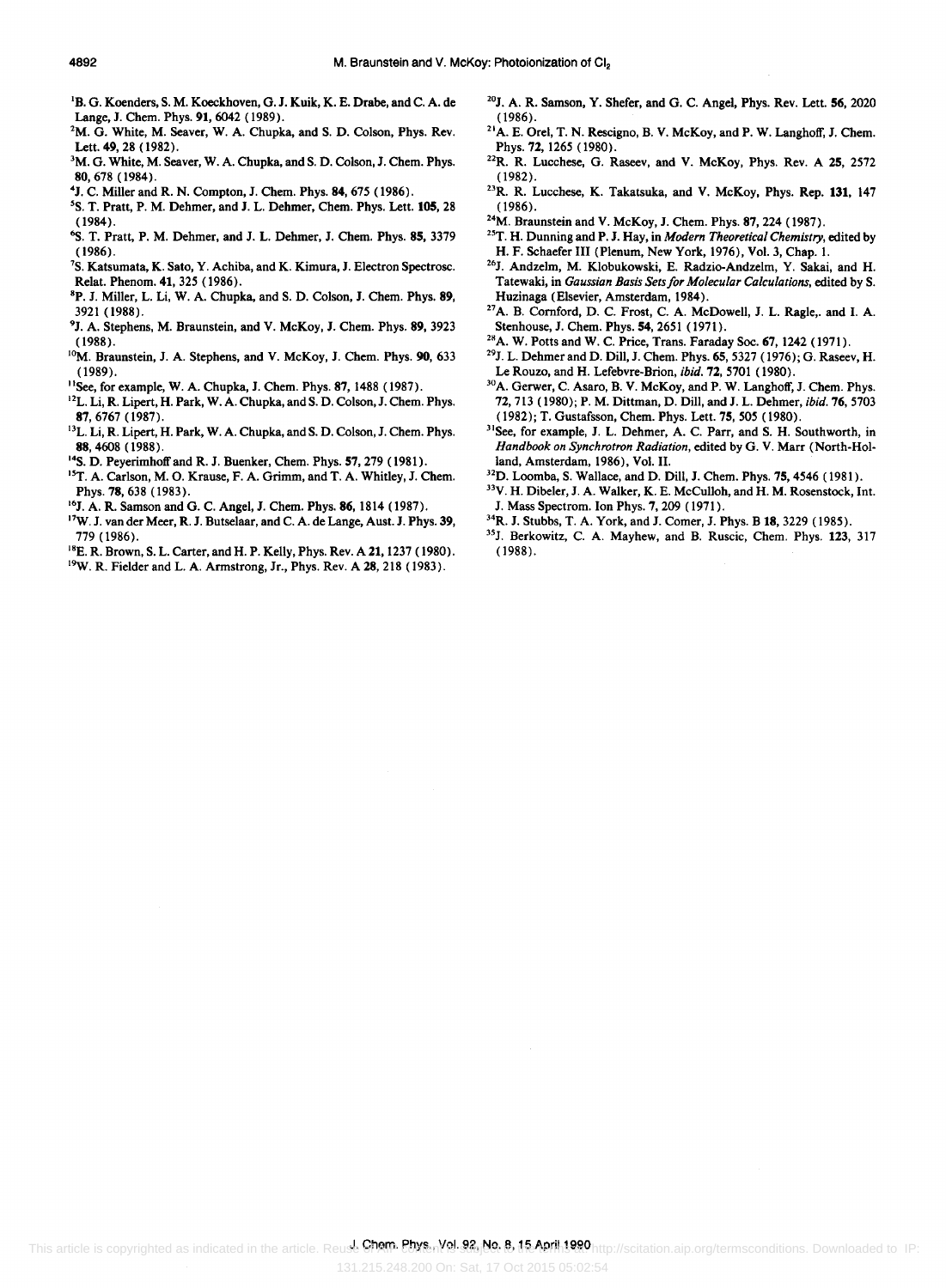[1]B. G. Koenders, S. M. Koeckhoven, G. J. Kuik, K. E. Drabe, and C. A. de Lange, J. Chem. Phys. **91**, 6042 (1989).

[2]M. G. White, M. Seaver, W. A. Chupka, and S. D. Colson, Phys. Rev. Lett. **49**, 28 (1982).

[3]M. G. White, M. Seaver, W. A. Chupka, and S. D. Colson, J. Chem. Phys. **80**, 678 (1984).

[4]J. C. Miller and R. N. Compton, J. Chem. Phys. **84**, 675 (1986).

[5]S. T. Pratt, P. M. Dehmer, and J. L. Dehmer, Chem. Phys. Lett. **105**, 28 (1984).

[6]S. T. Pratt, P. M. Dehmer, and J. L. Dehmer, J. Chem. Phys. **85**, 3379 (1986).

[7]S. Katsumata, K. Sato, Y. Achiba, and K. Kimura, J. Electron Spectrosc. Relat. Phenom. **41**, 325 (1986).

[8]P. J. Miller, L. Li, W. A. Chupka, and S. D. Colson, J. Chem. Phys. **89**, 3921 (1988).

[9]J. A. Stephens, M. Braunstein, and V. McKoy, J. Chem. Phys. **89**, 3923 (1988).

[10]M. Braunstein, J. A. Stephens, and V. McKoy, J. Chem. Phys. **90**, 633 (1989).

[11]See, for example, W. A. Chupka, J. Chem. Phys. **87**, 1488 (1987).

[12]L. Li, R. Lipert, H. Park, W. A. Chupka, and S. D. Colson, J. Chem. Phys. **87**, 6767 (1987).

[13]L. Li, R. Lipert, H. Park, W. A. Chupka, and S. D. Colson, J. Chem. Phys. **88**, 4608 (1988).

[14]S. D. Peyerimhoff and R. J. Buenker, Chem. Phys. **57**, 279 (1981).

[15]T. A. Carlson, M. O. Krause, F. A. Grimm, and T. A. Whitley, J. Chem. Phys. **78**, 638 (1983).

[16]J. A. R. Samson and G. C. Angel, J. Chem. Phys. **86**, 1814 (1987).

[17]W. J. van der Meer, R. J. Butselaar, and C. A. de Lange, Aust. J. Phys. **39**, 779 (1986).

[18]E. R. Brown, S. L. Carter, and H. P. Kelly, Phys. Rev. A **21**, 1237 (1980).

[19]W. R. Fielder and L. A. Armstrong, Jr., Phys. Rev. A **28**, 218 (1983).

[20]J. A. R. Samson, Y. Shefer, and G. C. Angel, Phys. Rev. Lett. **56**, 2020 (1986).

[21]A. E. Orel, T. N. Rescigno, B. V. McKoy, and P. W. Langhoff, J. Chem. Phys. **72**, 1265 (1980).

[22]R. R. Lucchese, G. Raseev, and V. McKoy, Phys. Rev. A **25**, 2572 (1982).

[23]R. R. Lucchese, K. Takatsuka, and V. McKoy, Phys. Rep. **131**, 147 (1986).

[24]M. Braunstein and V. McKoy, J. Chem. Phys. **87**, 224 (1987).

[25]T. H. Dunning and P. J. Hay, in *Modern Theoretical Chemistry*, edited by H. F. Schaefer III (Plenum, New York, 1976), Vol. 3, Chap. 1.

[26]J. Andzelm, M. Klobukowski, E. Radzio-Andzelm, Y. Sakai, and H. Tatewaki, in *Gaussian Basis Sets for Molecular Calculations*, edited by S. Huzinaga (Elsevier, Amsterdam, 1984).

[27]A. B. Cornford, D. C. Frost, C. A. McDowell, J. L. Ragle,. and I. A. Stenhouse, J. Chem. Phys. **54**, 2651 (1971).

[28]A. W. Potts and W. C. Price, Trans. Faraday Soc. **67**, 1242 (1971).

[29]J. L. Dehmer and D. Dill, J. Chem. Phys. **65**, 5327 (1976); G. Raseev, H. Le Rouzo, and H. Lefebvre-Brion, *ibid.* **72**, 5701 (1980).

[30]A. Gerwer, C. Asaro, B. V. McKoy, and P. W. Langhoff, J. Chem. Phys. **72**, 713 (1980); P. M. Dittman, D. Dill, and J. L. Dehmer, *ibid.* **76**, 5703 (1982); T. Gustafsson, Chem. Phys. Lett. **75**, 505 (1980).

[31]See, for example, J. L. Dehmer, A. C. Parr, and S. H. Southworth, in *Handbook on Synchrotron Radiation*, edited by G. V. Marr (North-Holland, Amsterdam, 1986), Vol. II.

[32]D. Loomba, S. Wallace, and D. Dill, J. Chem. Phys. **75**, 4546 (1981).

[33]V. H. Dibeler, J. A. Walker, K. E. McCulloh, and H. M. Rosenstock, Int. J. Mass Spectrom. Ion Phys. **7**, 209 (1971).

[34]R. J. Stubbs, T. A. York, and J. Comer, J. Phys. B **18**, 3229 (1985).

[35]J. Berkowitz, C. A. Mayhew, and B. Ruscic, Chem. Phys. **123**, 317 (1988).